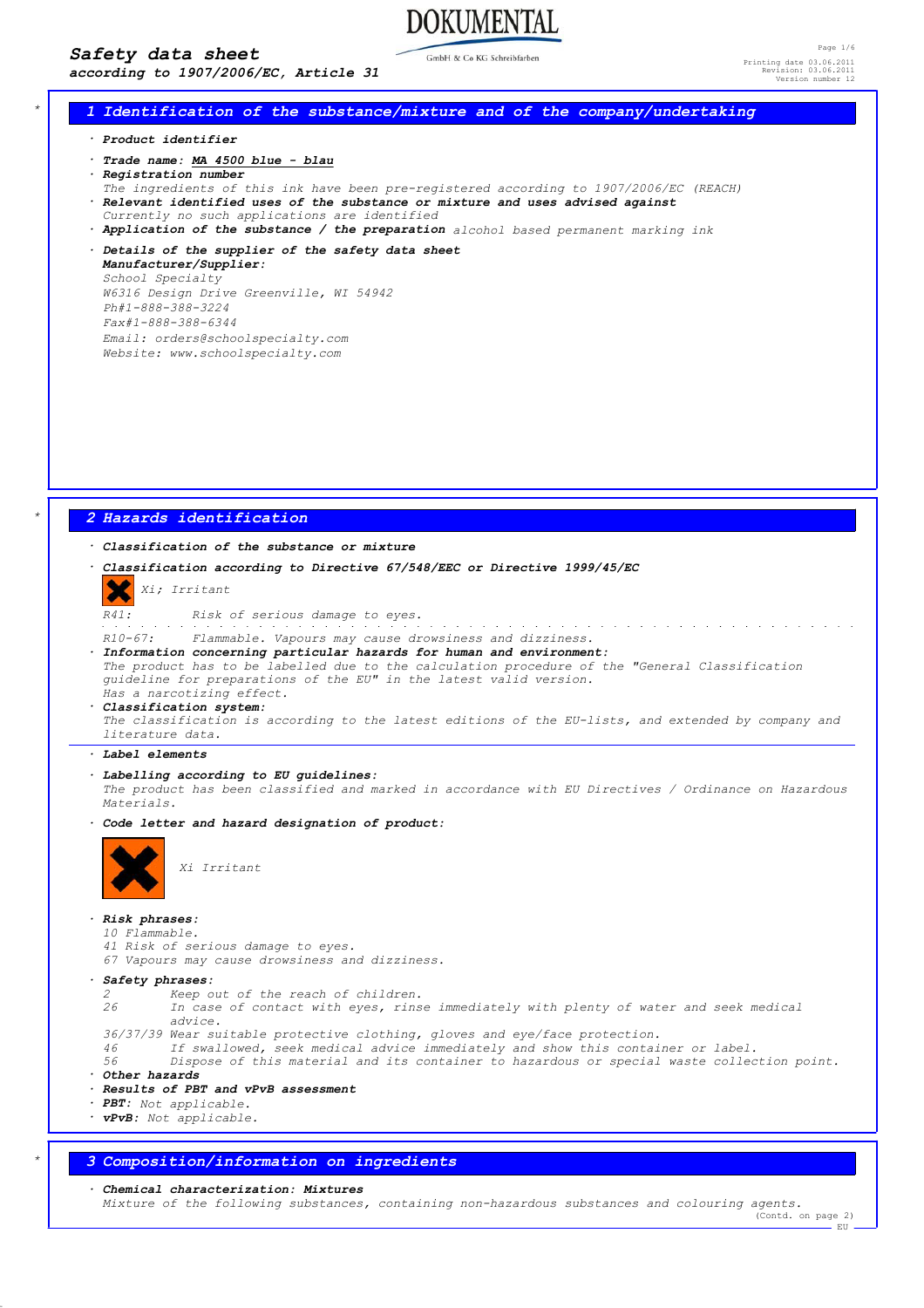# Safety data sheet

**according to 1907/2006/EC, Article 31**

## 1 Identification of the substance/mixture and of the company/undertaking

· **Product identifier**

· **Trade name:** MA 4500 blue - blau

· **Registration number**
The ingredients of this ink have been pre-registered according to 1907/2006/EC (REACH)

· **Relevant identified uses of the substance or mixture and uses advised against**
Currently no such applications are identified

· **Application of the substance / the preparation** alcohol based permanent marking ink

· **Details of the supplier of the safety data sheet**
**Manufacturer/Supplier:**
School Specialty
W6316 Design Drive Greenville, WI 54942
Ph#1-888-388-3224
Fax#1-888-388-6344
Email: orders@schoolspecialty.com
Website: www.schoolspecialty.com

## 2 Hazards identification

· **Classification of the substance or mixture**

· **Classification according to Directive 67/548/EEC or Directive 1999/45/EC**

Xi; Irritant

R41: Risk of serious damage to eyes.

R10-67: Flammable. Vapours may cause drowsiness and dizziness.

· **Information concerning particular hazards for human and environment:**
The product has to be labelled due to the calculation procedure of the "General Classification guideline for preparations of the EU" in the latest valid version.
Has a narcotizing effect.

· **Classification system:**
The classification is according to the latest editions of the EU-lists, and extended by company and literature data.

· **Label elements**

· **Labelling according to EU guidelines:**
The product has been classified and marked in accordance with EU Directives / Ordinance on Hazardous Materials.

· **Code letter and hazard designation of product:**

Xi Irritant

· **Risk phrases:**
10 Flammable.
41 Risk of serious damage to eyes.
67 Vapours may cause drowsiness and dizziness.

· **Safety phrases:**
2 Keep out of the reach of children.
26 In case of contact with eyes, rinse immediately with plenty of water and seek medical advice.
36/37/39 Wear suitable protective clothing, gloves and eye/face protection.
46 If swallowed, seek medical advice immediately and show this container or label.
56 Dispose of this material and its container to hazardous or special waste collection point.

· **Other hazards**

· **Results of PBT and vPvB assessment**

· **PBT:** Not applicable.

· **vPvB:** Not applicable.

## 3 Composition/information on ingredients

· **Chemical characterization: Mixtures**
Mixture of the following substances, containing non-hazardous substances and colouring agents.

(Contd. on page 2)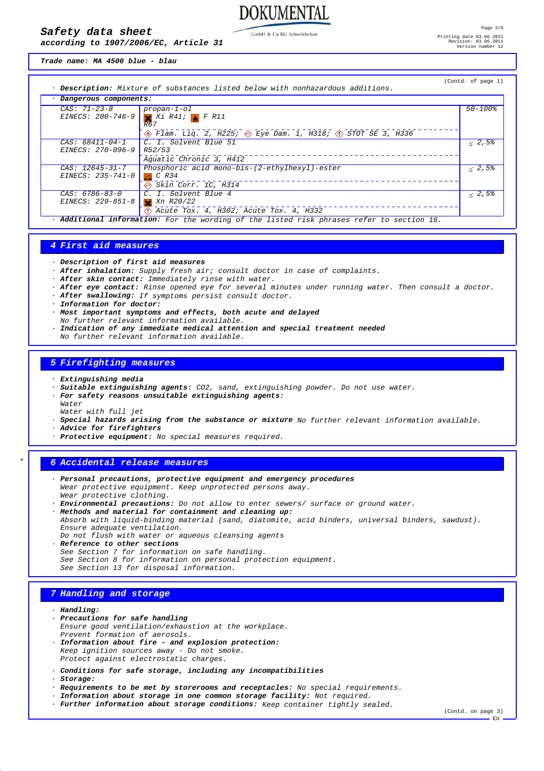**Safety data sheet**
*according to 1907/2006/EC, Article 31*

**Trade name: MA 4500 blue - blau**

(Contd. of page 1)

· **Description:** Mixture of substances listed below with nonhazardous additions.

· **Dangerous components:**

| | | |
|---|---|---|
| CAS: 71-23-8<br>EINECS: 200-746-9 | propan-1-ol<br>Xi R41; F R11<br>R67<br>Flam. Liq. 2, H225; Eye Dam. 1, H318; STOT SE 3, H336 | 50-100% |
| CAS: 68411-04-1<br>EINECS: 270-096-9 | C. I. Solvent Blue 51<br>R52/53<br>Aquatic Chronic 3, H412 | ≤ 2,5% |
| CAS: 12645-31-7<br>EINECS: 235-741-0 | Phosphoric acid mono-bis-(2-ethylhexyl)-ester<br>C R34<br>Skin Corr. 1C, H314 | ≤ 2,5% |
| CAS: 6786-83-0<br>EINECS: 229-851-8 | C. I. Solvent Blue 4<br>Xn R20/22<br>Acute Tox. 4, H302; Acute Tox. 4, H332 | ≤ 2,5% |

· **Additional information:** For the wording of the listed risk phrases refer to section 16.

## 4 First aid measures

· **Description of first aid measures**
· **After inhalation:** Supply fresh air; consult doctor in case of complaints.
· **After skin contact:** Immediately rinse with water.
· **After eye contact:** Rinse opened eye for several minutes under running water. Then consult a doctor.
· **After swallowing:** If symptoms persist consult doctor.
· **Information for doctor:**
· **Most important symptoms and effects, both acute and delayed**
No further relevant information available.
· **Indication of any immediate medical attention and special treatment needed**
No further relevant information available.

## 5 Firefighting measures

· **Extinguishing media**
· **Suitable extinguishing agents:** CO2, sand, extinguishing powder. Do not use water.
· **For safety reasons unsuitable extinguishing agents:**
Water
Water with full jet
· **Special hazards arising from the substance or mixture** No further relevant information available.
· **Advice for firefighters**
· **Protective equipment:** No special measures required.

## 6 Accidental release measures

· **Personal precautions, protective equipment and emergency procedures**
Wear protective equipment. Keep unprotected persons away.
Wear protective clothing.
· **Environmental precautions:** Do not allow to enter sewers/ surface or ground water.
· **Methods and material for containment and cleaning up:**
Absorb with liquid-binding material (sand, diatomite, acid binders, universal binders, sawdust).
Ensure adequate ventilation.
Do not flush with water or aqueous cleansing agents
· **Reference to other sections**
See Section 7 for information on safe handling.
See Section 8 for information on personal protection equipment.
See Section 13 for disposal information.

## 7 Handling and storage

· **Handling:**
· **Precautions for safe handling**
Ensure good ventilation/exhaustion at the workplace.
Prevent formation of aerosols.
· **Information about fire - and explosion protection:**
Keep ignition sources away - Do not smoke.
Protect against electrostatic charges.

· **Conditions for safe storage, including any incompatibilities**
· **Storage:**
· **Requirements to be met by storerooms and receptacles:** No special requirements.
· **Information about storage in one common storage facility:** Not required.
· **Further information about storage conditions:** Keep container tightly sealed.

(Contd. on page 3)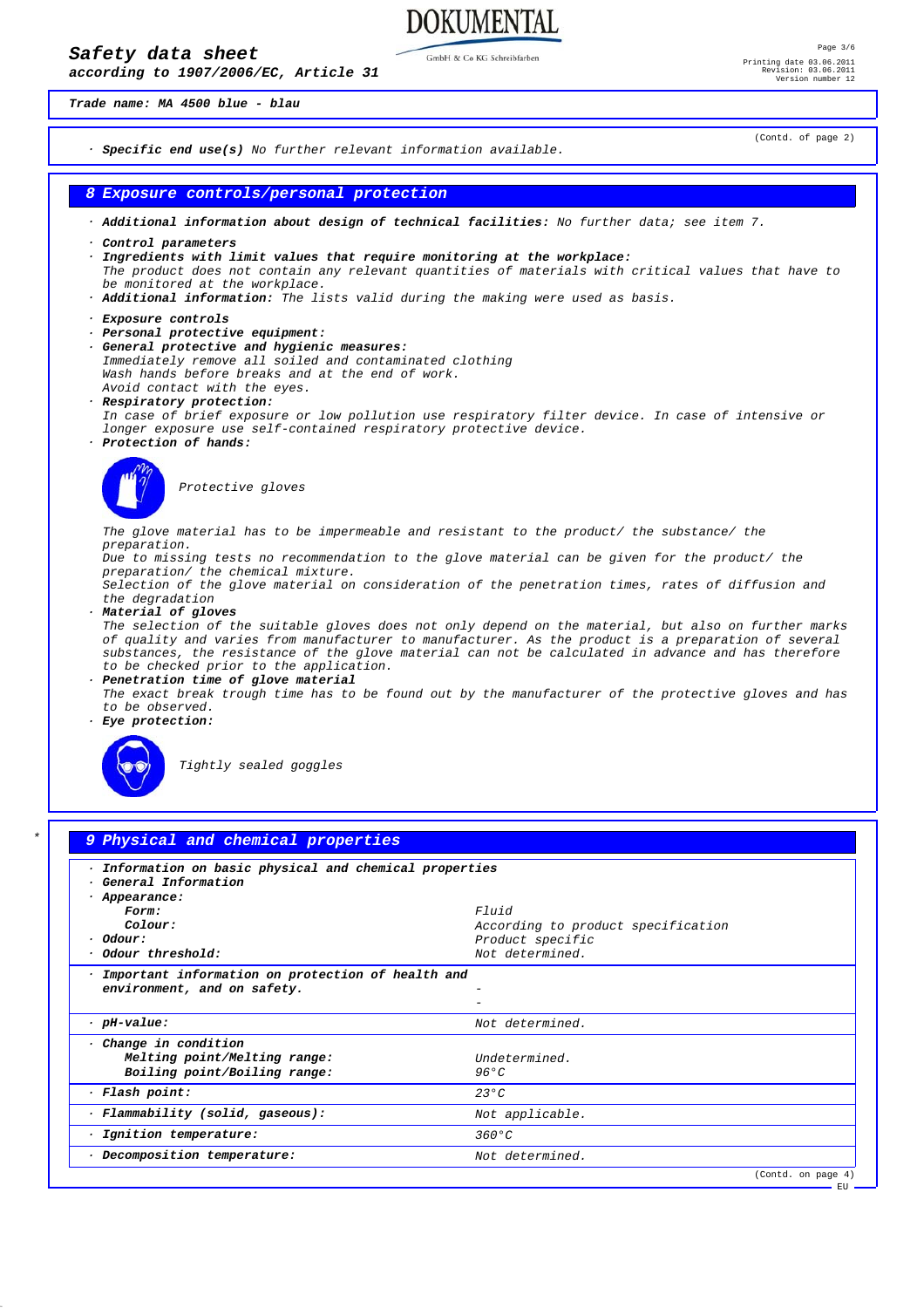Trade name: MA 4500 blue - blau

(Contd. of page 2)

· **Specific end use(s)** No further relevant information available.

## 8 Exposure controls/personal protection

· **Additional information about design of technical facilities:** No further data; see item 7.

· **Control parameters**
· **Ingredients with limit values that require monitoring at the workplace:**
The product does not contain any relevant quantities of materials with critical values that have to be monitored at the workplace.
· **Additional information:** The lists valid during the making were used as basis.

· **Exposure controls**
· **Personal protective equipment:**
· **General protective and hygienic measures:**
Immediately remove all soiled and contaminated clothing
Wash hands before breaks and at the end of work.
Avoid contact with the eyes.
· **Respiratory protection:**
In case of brief exposure or low pollution use respiratory filter device. In case of intensive or longer exposure use self-contained respiratory protective device.
· **Protection of hands:**

Protective gloves

The glove material has to be impermeable and resistant to the product/ the substance/ the preparation.
Due to missing tests no recommendation to the glove material can be given for the product/ the preparation/ the chemical mixture.
Selection of the glove material on consideration of the penetration times, rates of diffusion and the degradation
· **Material of gloves**
The selection of the suitable gloves does not only depend on the material, but also on further marks of quality and varies from manufacturer to manufacturer. As the product is a preparation of several substances, the resistance of the glove material can not be calculated in advance and has therefore to be checked prior to the application.
· **Penetration time of glove material**
The exact break trough time has to be found out by the manufacturer of the protective gloves and has to be observed.
· **Eye protection:**

Tightly sealed goggles

## 9 Physical and chemical properties

| | |
|---|---|
| · **Information on basic physical and chemical properties** | |
| · **General Information** | |
| · **Appearance:** | |
| **Form:** | Fluid |
| **Colour:** | According to product specification |
| · **Odour:** | Product specific |
| · **Odour threshold:** | Not determined. |
| · **Important information on protection of health and environment, and on safety.** | - <br> - |
| · **pH-value:** | Not determined. |
| · **Change in condition** | |
| **Melting point/Melting range:** | Undetermined. |
| **Boiling point/Boiling range:** | 96°C |
| · **Flash point:** | 23°C |
| · **Flammability (solid, gaseous):** | Not applicable. |
| · **Ignition temperature:** | 360°C |
| · **Decomposition temperature:** | Not determined. |

(Contd. on page 4)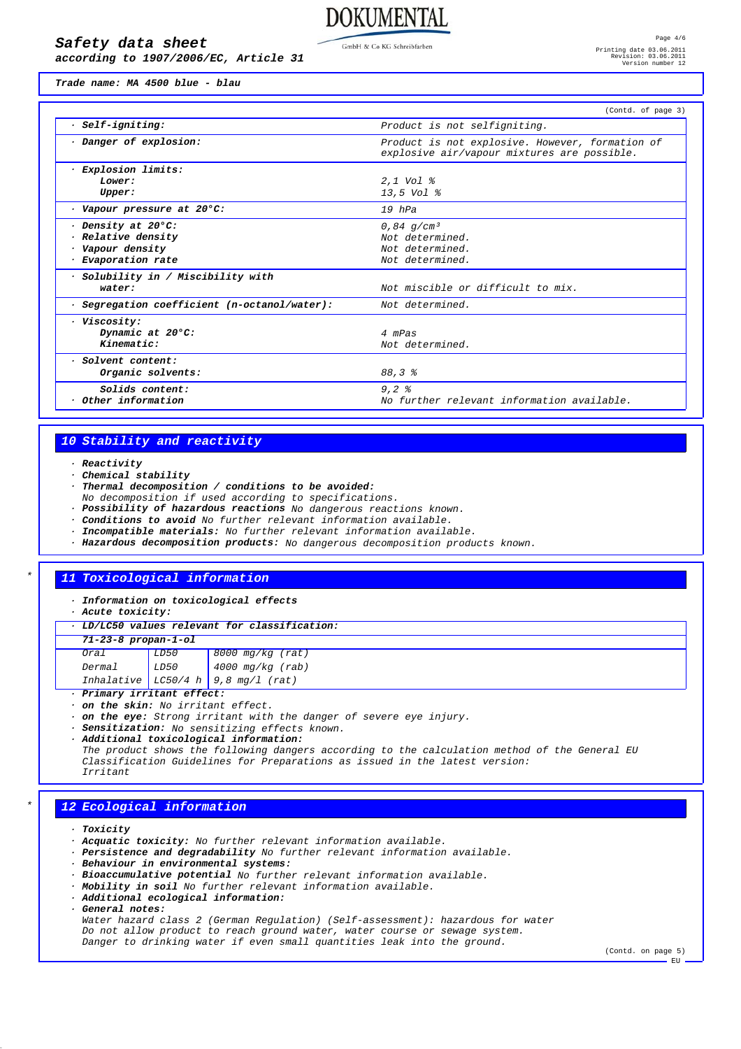**Trade name: MA 4500 blue - blau**

(Contd. of page 3)

| | |
|---|---|
| · **Self-igniting:** | Product is not selfigniting. |
| · **Danger of explosion:** | Product is not explosive. However, formation of explosive air/vapour mixtures are possible. |
| · **Explosion limits:** | |
| **Lower:** | 2,1 Vol % |
| **Upper:** | 13,5 Vol % |
| · **Vapour pressure at 20°C:** | 19 hPa |
| · **Density at 20°C:** | 0,84 g/cm³ |
| · **Relative density** | Not determined. |
| · **Vapour density** | Not determined. |
| · **Evaporation rate** | Not determined. |
| · **Solubility in / Miscibility with water:** | Not miscible or difficult to mix. |
| · **Segregation coefficient (n-octanol/water):** | Not determined. |
| · **Viscosity:** | |
| **Dynamic at 20°C:** | 4 mPas |
| **Kinematic:** | Not determined. |
| · **Solvent content:** | |
| **Organic solvents:** | 88,3 % |
| **Solids content:** | 9,2 % |
| · **Other information** | No further relevant information available. |

## 10 Stability and reactivity

- **Reactivity**
- **Chemical stability**
- **Thermal decomposition / conditions to be avoided:**
  No decomposition if used according to specifications.
- **Possibility of hazardous reactions** No dangerous reactions known.
- **Conditions to avoid** No further relevant information available.
- **Incompatible materials:** No further relevant information available.
- **Hazardous decomposition products:** No dangerous decomposition products known.

## 11 Toxicological information

- **Information on toxicological effects**
- **Acute toxicity:**

· **LD/LC50 values relevant for classification:**

| **71-23-8 propan-1-ol** | | |
|---|---|---|
| Oral | LD50 | 8000 mg/kg (rat) |
| Dermal | LD50 | 4000 mg/kg (rab) |
| Inhalative | LC50/4 h | 9,8 mg/l (rat) |

- **Primary irritant effect:**
- **on the skin:** No irritant effect.
- **on the eye:** Strong irritant with the danger of severe eye injury.
- **Sensitization:** No sensitizing effects known.
- **Additional toxicological information:**
  The product shows the following dangers according to the calculation method of the General EU Classification Guidelines for Preparations as issued in the latest version:
  Irritant

## 12 Ecological information

- **Toxicity**
- **Acquatic toxicity:** No further relevant information available.
- **Persistence and degradability** No further relevant information available.
- **Behaviour in environmental systems:**
- **Bioaccumulative potential** No further relevant information available.
- **Mobility in soil** No further relevant information available.
- **Additional ecological information:**
- **General notes:**
  Water hazard class 2 (German Regulation) (Self-assessment): hazardous for water
  Do not allow product to reach ground water, water course or sewage system.
  Danger to drinking water if even small quantities leak into the ground.

(Contd. on page 5)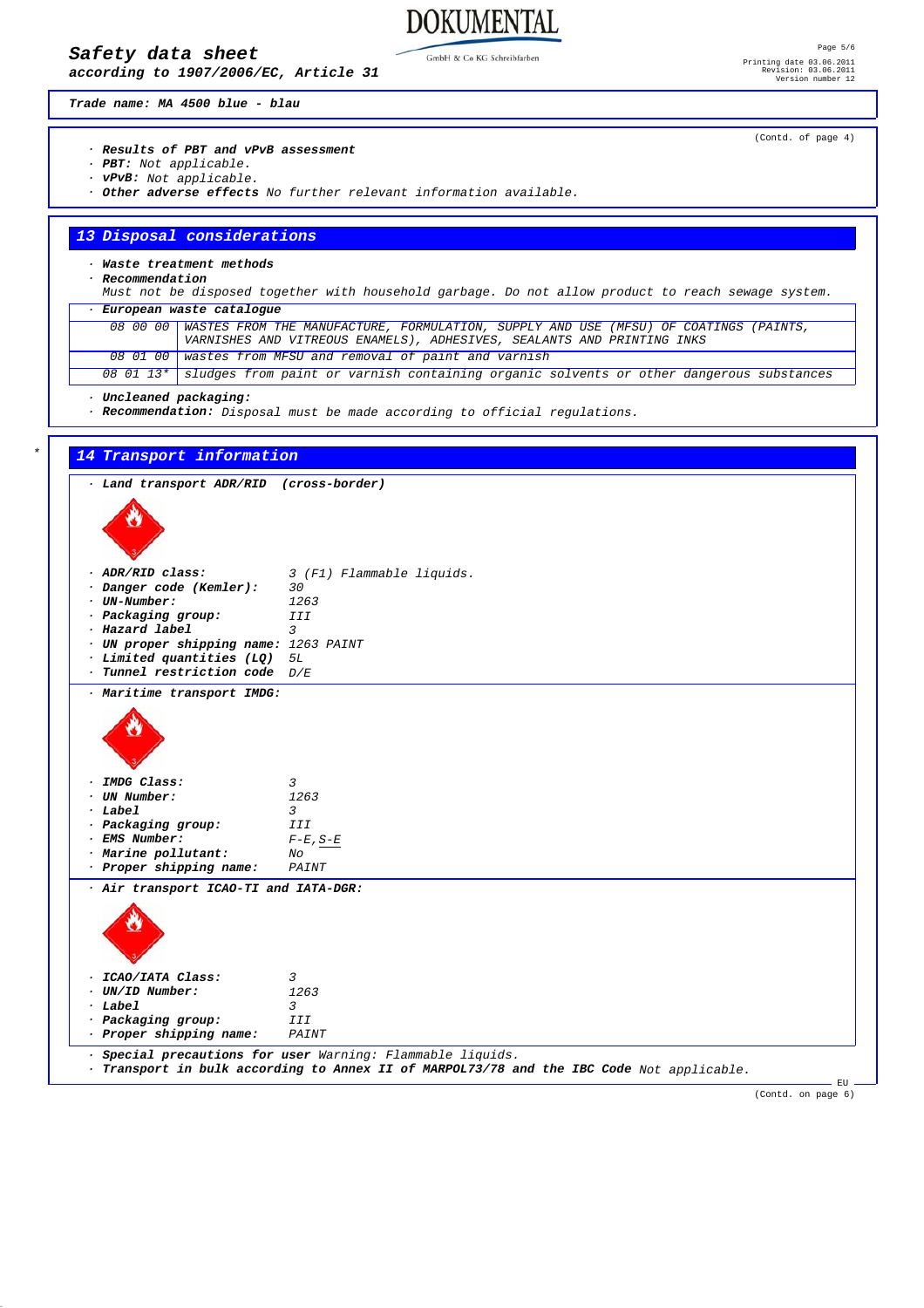*Trade name: MA 4500 blue - blau*

(Contd. of page 4)

- **Results of PBT and vPvB assessment**
- **PBT:** Not applicable.
- **vPvB:** Not applicable.
- **Other adverse effects** No further relevant information available.

## 13 Disposal considerations

- **Waste treatment methods**
- **Recommendation**

Must not be disposed together with household garbage. Do not allow product to reach sewage system.

- **European waste catalogue**

| | |
|---|---|
| 08 00 00 | WASTES FROM THE MANUFACTURE, FORMULATION, SUPPLY AND USE (MFSU) OF COATINGS (PAINTS, VARNISHES AND VITREOUS ENAMELS), ADHESIVES, SEALANTS AND PRINTING INKS |
| 08 01 00 | wastes from MFSU and removal of paint and varnish |
| 08 01 13* | sludges from paint or varnish containing organic solvents or other dangerous substances |

- **Uncleaned packaging:**
- **Recommendation:** Disposal must be made according to official regulations.

## 14 Transport information

- **Land transport ADR/RID (cross-border)**

- **ADR/RID class:** 3 (F1) Flammable liquids.
- **Danger code (Kemler):** 30
- **UN-Number:** 1263
- **Packaging group:** III
- **Hazard label** 3
- **UN proper shipping name:** 1263 PAINT
- **Limited quantities (LQ)** 5L
- **Tunnel restriction code** D/E

- **Maritime transport IMDG:**

- **IMDG Class:** 3
- **UN Number:** 1263
- **Label** 3
- **Packaging group:** III
- **EMS Number:** F-E,S-E
- **Marine pollutant:** No
- **Proper shipping name:** PAINT

- **Air transport ICAO-TI and IATA-DGR:**

- **ICAO/IATA Class:** 3
- **UN/ID Number:** 1263
- **Label** 3
- **Packaging group:** III
- **Proper shipping name:** PAINT

- **Special precautions for user** Warning: Flammable liquids.
- **Transport in bulk according to Annex II of MARPOL73/78 and the IBC Code** Not applicable.

(Contd. on page 6)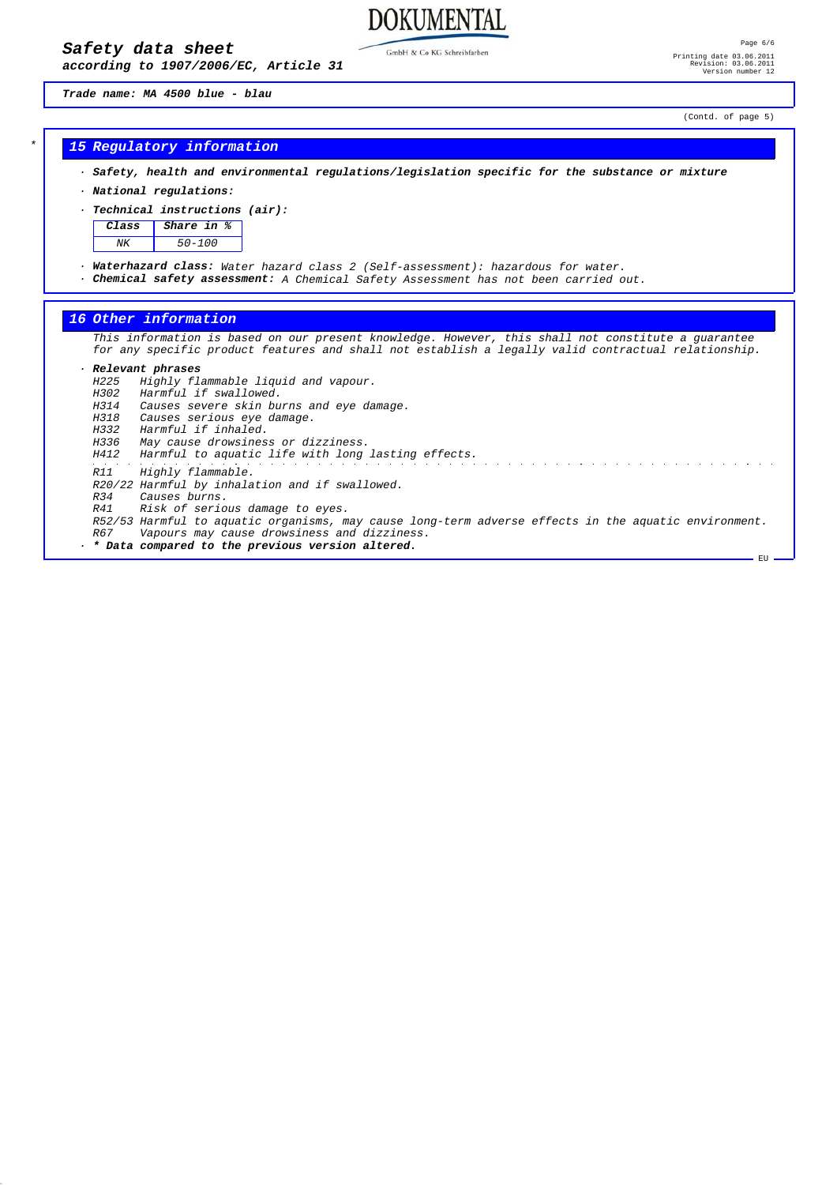Trade name: MA 4500 blue - blau

(Contd. of page 5)

## 15 Regulatory information

· **Safety, health and environmental regulations/legislation specific for the substance or mixture**

· **National regulations:**

· **Technical instructions (air):**

| Class | Share in % |
|---|---|
| NK | 50-100 |

· **Waterhazard class:** Water hazard class 2 (Self-assessment): hazardous for water.
· **Chemical safety assessment:** A Chemical Safety Assessment has not been carried out.

## 16 Other information

This information is based on our present knowledge. However, this shall not constitute a guarantee for any specific product features and shall not establish a legally valid contractual relationship.

· **Relevant phrases**

H225 Highly flammable liquid and vapour.
H302 Harmful if swallowed.
H314 Causes severe skin burns and eye damage.
H318 Causes serious eye damage.
H332 Harmful if inhaled.
H336 May cause drowsiness or dizziness.
H412 Harmful to aquatic life with long lasting effects.

R11 Highly flammable.
R20/22 Harmful by inhalation and if swallowed.
R34 Causes burns.
R41 Risk of serious damage to eyes.
R52/53 Harmful to aquatic organisms, may cause long-term adverse effects in the aquatic environment.
R67 Vapours may cause drowsiness and dizziness.

· **\* Data compared to the previous version altered.**